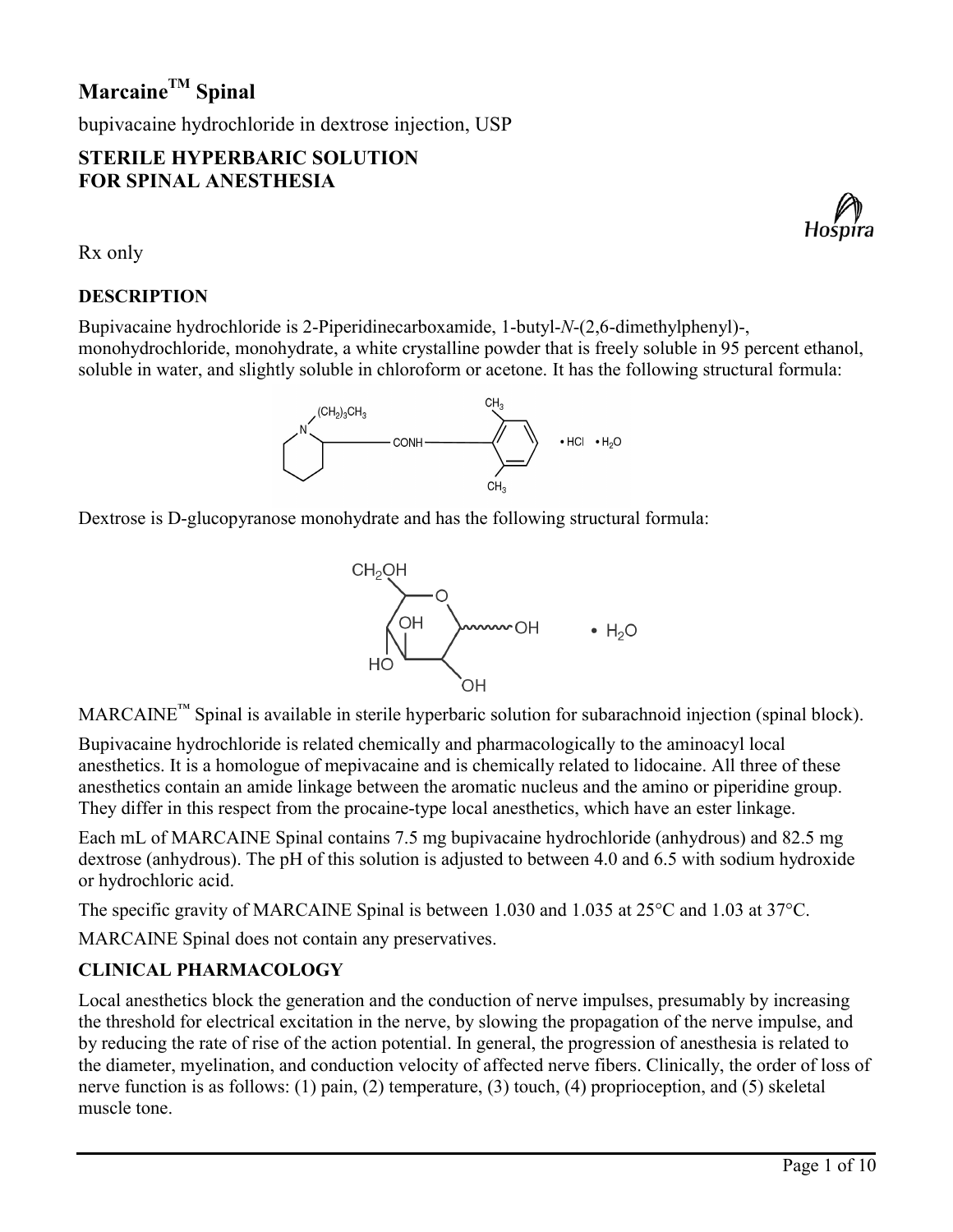# Marcaine™ Spinal

bupivacaine hydrochloride in dextrose injection, USP

**STERILE HYPERBARIC SOLUTION FOR SPINAL ANESTHESIA**

Rx only

## DESCRIPTION

Bupivacaine hydrochloride is 2-Piperidinecarboxamide, 1-butyl-*N*-(2,6-dimethylphenyl)-, monohydrochloride, monohydrate, a white crystalline powder that is freely soluble in 95 percent ethanol, soluble in water, and slightly soluble in chloroform or acetone. It has the following structural formula:

Dextrose is D-glucopyranose monohydrate and has the following structural formula:

MARCAINE™ Spinal is available in sterile hyperbaric solution for subarachnoid injection (spinal block).

Bupivacaine hydrochloride is related chemically and pharmacologically to the aminoacyl local anesthetics. It is a homologue of mepivacaine and is chemically related to lidocaine. All three of these anesthetics contain an amide linkage between the aromatic nucleus and the amino or piperidine group. They differ in this respect from the procaine-type local anesthetics, which have an ester linkage.

Each mL of MARCAINE Spinal contains 7.5 mg bupivacaine hydrochloride (anhydrous) and 82.5 mg dextrose (anhydrous). The pH of this solution is adjusted to between 4.0 and 6.5 with sodium hydroxide or hydrochloric acid.

The specific gravity of MARCAINE Spinal is between 1.030 and 1.035 at 25°C and 1.03 at 37°C.

MARCAINE Spinal does not contain any preservatives.

## CLINICAL PHARMACOLOGY

Local anesthetics block the generation and the conduction of nerve impulses, presumably by increasing the threshold for electrical excitation in the nerve, by slowing the propagation of the nerve impulse, and by reducing the rate of rise of the action potential. In general, the progression of anesthesia is related to the diameter, myelination, and conduction velocity of affected nerve fibers. Clinically, the order of loss of nerve function is as follows: (1) pain, (2) temperature, (3) touch, (4) proprioception, and (5) skeletal muscle tone.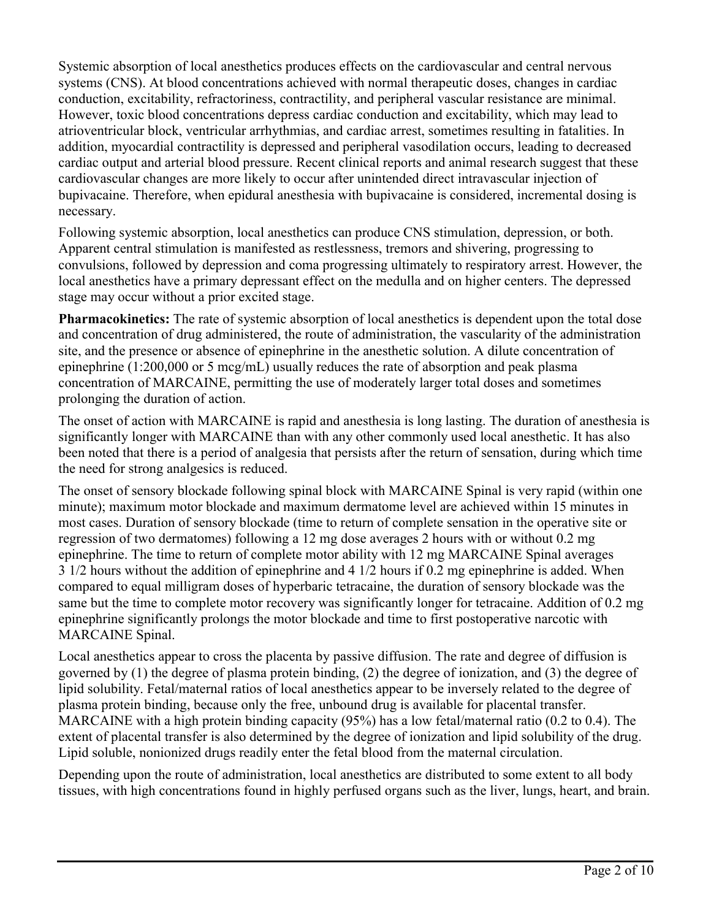Systemic absorption of local anesthetics produces effects on the cardiovascular and central nervous systems (CNS). At blood concentrations achieved with normal therapeutic doses, changes in cardiac conduction, excitability, refractoriness, contractility, and peripheral vascular resistance are minimal. However, toxic blood concentrations depress cardiac conduction and excitability, which may lead to atrioventricular block, ventricular arrhythmias, and cardiac arrest, sometimes resulting in fatalities. In addition, myocardial contractility is depressed and peripheral vasodilation occurs, leading to decreased cardiac output and arterial blood pressure. Recent clinical reports and animal research suggest that these cardiovascular changes are more likely to occur after unintended direct intravascular injection of bupivacaine. Therefore, when epidural anesthesia with bupivacaine is considered, incremental dosing is necessary.

Following systemic absorption, local anesthetics can produce CNS stimulation, depression, or both. Apparent central stimulation is manifested as restlessness, tremors and shivering, progressing to convulsions, followed by depression and coma progressing ultimately to respiratory arrest. However, the local anesthetics have a primary depressant effect on the medulla and on higher centers. The depressed stage may occur without a prior excited stage.

**Pharmacokinetics:** The rate of systemic absorption of local anesthetics is dependent upon the total dose and concentration of drug administered, the route of administration, the vascularity of the administration site, and the presence or absence of epinephrine in the anesthetic solution. A dilute concentration of epinephrine (1:200,000 or 5 mcg/mL) usually reduces the rate of absorption and peak plasma concentration of MARCAINE, permitting the use of moderately larger total doses and sometimes prolonging the duration of action.

The onset of action with MARCAINE is rapid and anesthesia is long lasting. The duration of anesthesia is significantly longer with MARCAINE than with any other commonly used local anesthetic. It has also been noted that there is a period of analgesia that persists after the return of sensation, during which time the need for strong analgesics is reduced.

The onset of sensory blockade following spinal block with MARCAINE Spinal is very rapid (within one minute); maximum motor blockade and maximum dermatome level are achieved within 15 minutes in most cases. Duration of sensory blockade (time to return of complete sensation in the operative site or regression of two dermatomes) following a 12 mg dose averages 2 hours with or without 0.2 mg epinephrine. The time to return of complete motor ability with 12 mg MARCAINE Spinal averages 3 1/2 hours without the addition of epinephrine and 4 1/2 hours if 0.2 mg epinephrine is added. When compared to equal milligram doses of hyperbaric tetracaine, the duration of sensory blockade was the same but the time to complete motor recovery was significantly longer for tetracaine. Addition of 0.2 mg epinephrine significantly prolongs the motor blockade and time to first postoperative narcotic with MARCAINE Spinal.

Local anesthetics appear to cross the placenta by passive diffusion. The rate and degree of diffusion is governed by (1) the degree of plasma protein binding, (2) the degree of ionization, and (3) the degree of lipid solubility. Fetal/maternal ratios of local anesthetics appear to be inversely related to the degree of plasma protein binding, because only the free, unbound drug is available for placental transfer. MARCAINE with a high protein binding capacity (95%) has a low fetal/maternal ratio (0.2 to 0.4). The extent of placental transfer is also determined by the degree of ionization and lipid solubility of the drug. Lipid soluble, nonionized drugs readily enter the fetal blood from the maternal circulation.

Depending upon the route of administration, local anesthetics are distributed to some extent to all body tissues, with high concentrations found in highly perfused organs such as the liver, lungs, heart, and brain.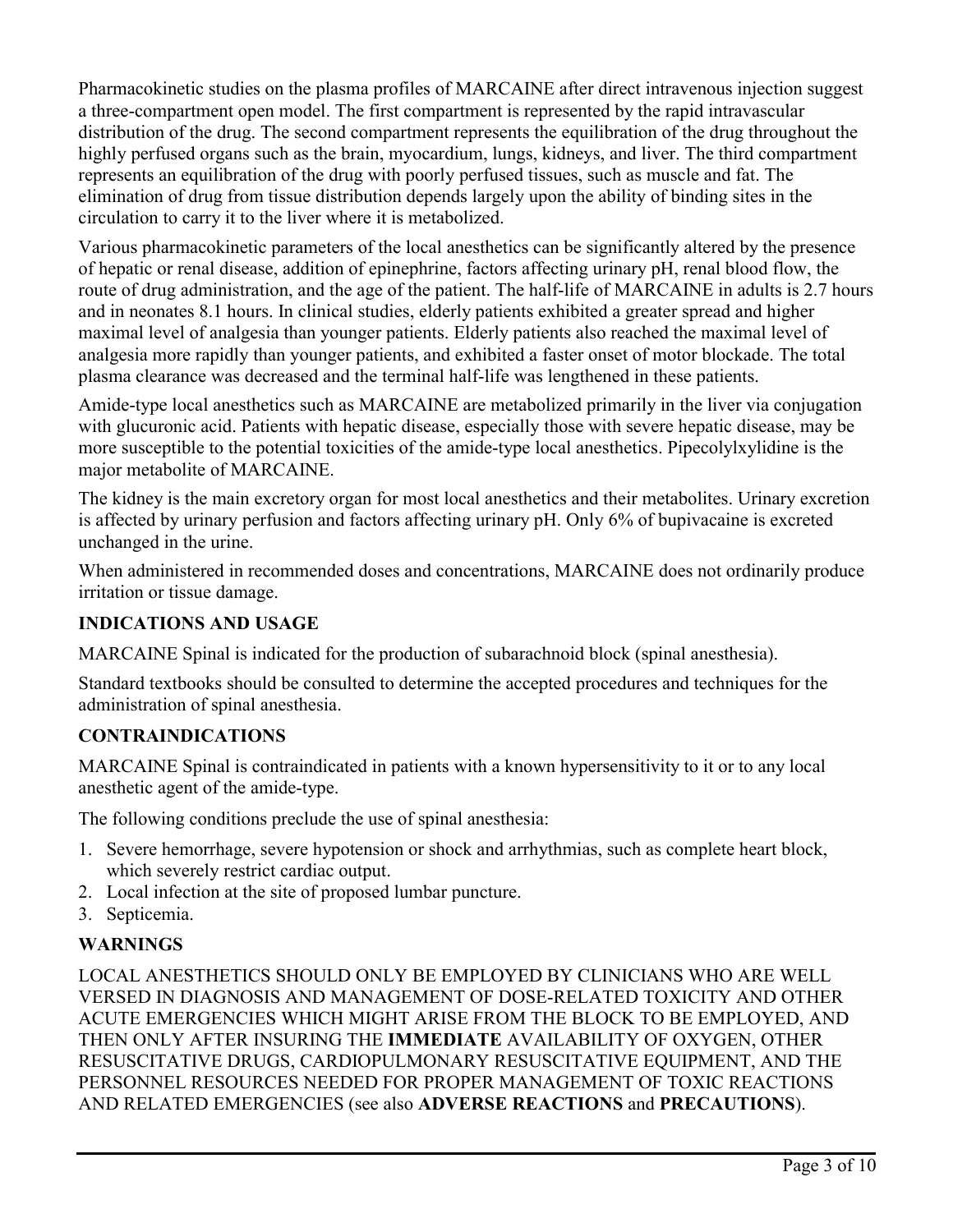Pharmacokinetic studies on the plasma profiles of MARCAINE after direct intravenous injection suggest a three-compartment open model. The first compartment is represented by the rapid intravascular distribution of the drug. The second compartment represents the equilibration of the drug throughout the highly perfused organs such as the brain, myocardium, lungs, kidneys, and liver. The third compartment represents an equilibration of the drug with poorly perfused tissues, such as muscle and fat. The elimination of drug from tissue distribution depends largely upon the ability of binding sites in the circulation to carry it to the liver where it is metabolized.

Various pharmacokinetic parameters of the local anesthetics can be significantly altered by the presence of hepatic or renal disease, addition of epinephrine, factors affecting urinary pH, renal blood flow, the route of drug administration, and the age of the patient. The half-life of MARCAINE in adults is 2.7 hours and in neonates 8.1 hours. In clinical studies, elderly patients exhibited a greater spread and higher maximal level of analgesia than younger patients. Elderly patients also reached the maximal level of analgesia more rapidly than younger patients, and exhibited a faster onset of motor blockade. The total plasma clearance was decreased and the terminal half-life was lengthened in these patients.

Amide-type local anesthetics such as MARCAINE are metabolized primarily in the liver via conjugation with glucuronic acid. Patients with hepatic disease, especially those with severe hepatic disease, may be more susceptible to the potential toxicities of the amide-type local anesthetics. Pipecolylxylidine is the major metabolite of MARCAINE.

The kidney is the main excretory organ for most local anesthetics and their metabolites. Urinary excretion is affected by urinary perfusion and factors affecting urinary pH. Only 6% of bupivacaine is excreted unchanged in the urine.

When administered in recommended doses and concentrations, MARCAINE does not ordinarily produce irritation or tissue damage.

## INDICATIONS AND USAGE

MARCAINE Spinal is indicated for the production of subarachnoid block (spinal anesthesia).

Standard textbooks should be consulted to determine the accepted procedures and techniques for the administration of spinal anesthesia.

## CONTRAINDICATIONS

MARCAINE Spinal is contraindicated in patients with a known hypersensitivity to it or to any local anesthetic agent of the amide-type.

The following conditions preclude the use of spinal anesthesia:

1. Severe hemorrhage, severe hypotension or shock and arrhythmias, such as complete heart block, which severely restrict cardiac output.
2. Local infection at the site of proposed lumbar puncture.
3. Septicemia.

## WARNINGS

LOCAL ANESTHETICS SHOULD ONLY BE EMPLOYED BY CLINICIANS WHO ARE WELL VERSED IN DIAGNOSIS AND MANAGEMENT OF DOSE-RELATED TOXICITY AND OTHER ACUTE EMERGENCIES WHICH MIGHT ARISE FROM THE BLOCK TO BE EMPLOYED, AND THEN ONLY AFTER INSURING THE **IMMEDIATE** AVAILABILITY OF OXYGEN, OTHER RESUSCITATIVE DRUGS, CARDIOPULMONARY RESUSCITATIVE EQUIPMENT, AND THE PERSONNEL RESOURCES NEEDED FOR PROPER MANAGEMENT OF TOXIC REACTIONS AND RELATED EMERGENCIES (see also **ADVERSE REACTIONS** and **PRECAUTIONS**).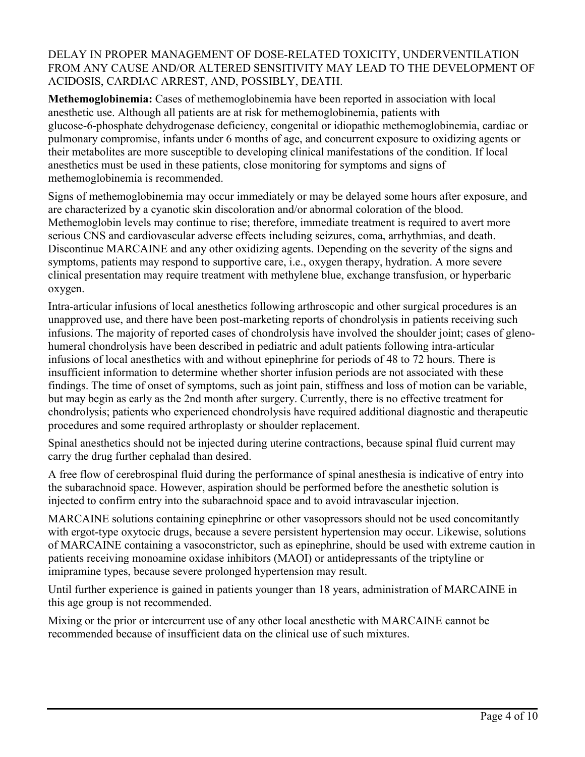DELAY IN PROPER MANAGEMENT OF DOSE-RELATED TOXICITY, UNDERVENTILATION FROM ANY CAUSE AND/OR ALTERED SENSITIVITY MAY LEAD TO THE DEVELOPMENT OF ACIDOSIS, CARDIAC ARREST, AND, POSSIBLY, DEATH.

**Methemoglobinemia:** Cases of methemoglobinemia have been reported in association with local anesthetic use. Although all patients are at risk for methemoglobinemia, patients with glucose-6-phosphate dehydrogenase deficiency, congenital or idiopathic methemoglobinemia, cardiac or pulmonary compromise, infants under 6 months of age, and concurrent exposure to oxidizing agents or their metabolites are more susceptible to developing clinical manifestations of the condition. If local anesthetics must be used in these patients, close monitoring for symptoms and signs of methemoglobinemia is recommended.

Signs of methemoglobinemia may occur immediately or may be delayed some hours after exposure, and are characterized by a cyanotic skin discoloration and/or abnormal coloration of the blood. Methemoglobin levels may continue to rise; therefore, immediate treatment is required to avert more serious CNS and cardiovascular adverse effects including seizures, coma, arrhythmias, and death. Discontinue MARCAINE and any other oxidizing agents. Depending on the severity of the signs and symptoms, patients may respond to supportive care, i.e., oxygen therapy, hydration. A more severe clinical presentation may require treatment with methylene blue, exchange transfusion, or hyperbaric oxygen.

Intra-articular infusions of local anesthetics following arthroscopic and other surgical procedures is an unapproved use, and there have been post-marketing reports of chondrolysis in patients receiving such infusions. The majority of reported cases of chondrolysis have involved the shoulder joint; cases of gleno-humeral chondrolysis have been described in pediatric and adult patients following intra-articular infusions of local anesthetics with and without epinephrine for periods of 48 to 72 hours. There is insufficient information to determine whether shorter infusion periods are not associated with these findings. The time of onset of symptoms, such as joint pain, stiffness and loss of motion can be variable, but may begin as early as the 2nd month after surgery. Currently, there is no effective treatment for chondrolysis; patients who experienced chondrolysis have required additional diagnostic and therapeutic procedures and some required arthroplasty or shoulder replacement.

Spinal anesthetics should not be injected during uterine contractions, because spinal fluid current may carry the drug further cephalad than desired.

A free flow of cerebrospinal fluid during the performance of spinal anesthesia is indicative of entry into the subarachnoid space. However, aspiration should be performed before the anesthetic solution is injected to confirm entry into the subarachnoid space and to avoid intravascular injection.

MARCAINE solutions containing epinephrine or other vasopressors should not be used concomitantly with ergot-type oxytocic drugs, because a severe persistent hypertension may occur. Likewise, solutions of MARCAINE containing a vasoconstrictor, such as epinephrine, should be used with extreme caution in patients receiving monoamine oxidase inhibitors (MAOI) or antidepressants of the triptyline or imipramine types, because severe prolonged hypertension may result.

Until further experience is gained in patients younger than 18 years, administration of MARCAINE in this age group is not recommended.

Mixing or the prior or intercurrent use of any other local anesthetic with MARCAINE cannot be recommended because of insufficient data on the clinical use of such mixtures.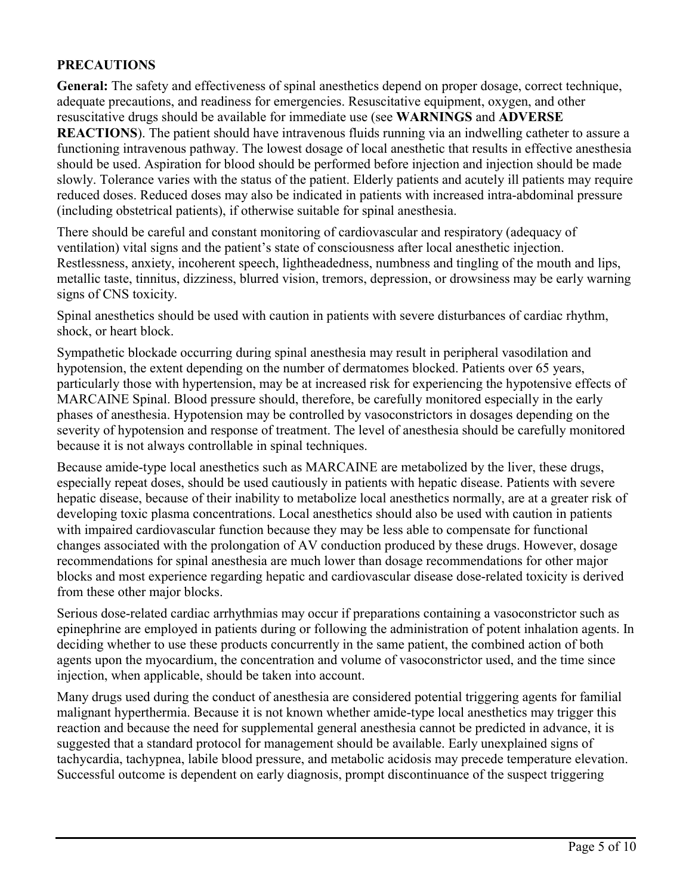## PRECAUTIONS

**General:** The safety and effectiveness of spinal anesthetics depend on proper dosage, correct technique, adequate precautions, and readiness for emergencies. Resuscitative equipment, oxygen, and other resuscitative drugs should be available for immediate use (see **WARNINGS** and **ADVERSE REACTIONS**). The patient should have intravenous fluids running via an indwelling catheter to assure a functioning intravenous pathway. The lowest dosage of local anesthetic that results in effective anesthesia should be used. Aspiration for blood should be performed before injection and injection should be made slowly. Tolerance varies with the status of the patient. Elderly patients and acutely ill patients may require reduced doses. Reduced doses may also be indicated in patients with increased intra-abdominal pressure (including obstetrical patients), if otherwise suitable for spinal anesthesia.

There should be careful and constant monitoring of cardiovascular and respiratory (adequacy of ventilation) vital signs and the patient's state of consciousness after local anesthetic injection. Restlessness, anxiety, incoherent speech, lightheadedness, numbness and tingling of the mouth and lips, metallic taste, tinnitus, dizziness, blurred vision, tremors, depression, or drowsiness may be early warning signs of CNS toxicity.

Spinal anesthetics should be used with caution in patients with severe disturbances of cardiac rhythm, shock, or heart block.

Sympathetic blockade occurring during spinal anesthesia may result in peripheral vasodilation and hypotension, the extent depending on the number of dermatomes blocked. Patients over 65 years, particularly those with hypertension, may be at increased risk for experiencing the hypotensive effects of MARCAINE Spinal. Blood pressure should, therefore, be carefully monitored especially in the early phases of anesthesia. Hypotension may be controlled by vasoconstrictors in dosages depending on the severity of hypotension and response of treatment. The level of anesthesia should be carefully monitored because it is not always controllable in spinal techniques.

Because amide-type local anesthetics such as MARCAINE are metabolized by the liver, these drugs, especially repeat doses, should be used cautiously in patients with hepatic disease. Patients with severe hepatic disease, because of their inability to metabolize local anesthetics normally, are at a greater risk of developing toxic plasma concentrations. Local anesthetics should also be used with caution in patients with impaired cardiovascular function because they may be less able to compensate for functional changes associated with the prolongation of AV conduction produced by these drugs. However, dosage recommendations for spinal anesthesia are much lower than dosage recommendations for other major blocks and most experience regarding hepatic and cardiovascular disease dose-related toxicity is derived from these other major blocks.

Serious dose-related cardiac arrhythmias may occur if preparations containing a vasoconstrictor such as epinephrine are employed in patients during or following the administration of potent inhalation agents. In deciding whether to use these products concurrently in the same patient, the combined action of both agents upon the myocardium, the concentration and volume of vasoconstrictor used, and the time since injection, when applicable, should be taken into account.

Many drugs used during the conduct of anesthesia are considered potential triggering agents for familial malignant hyperthermia. Because it is not known whether amide-type local anesthetics may trigger this reaction and because the need for supplemental general anesthesia cannot be predicted in advance, it is suggested that a standard protocol for management should be available. Early unexplained signs of tachycardia, tachypnea, labile blood pressure, and metabolic acidosis may precede temperature elevation. Successful outcome is dependent on early diagnosis, prompt discontinuance of the suspect triggering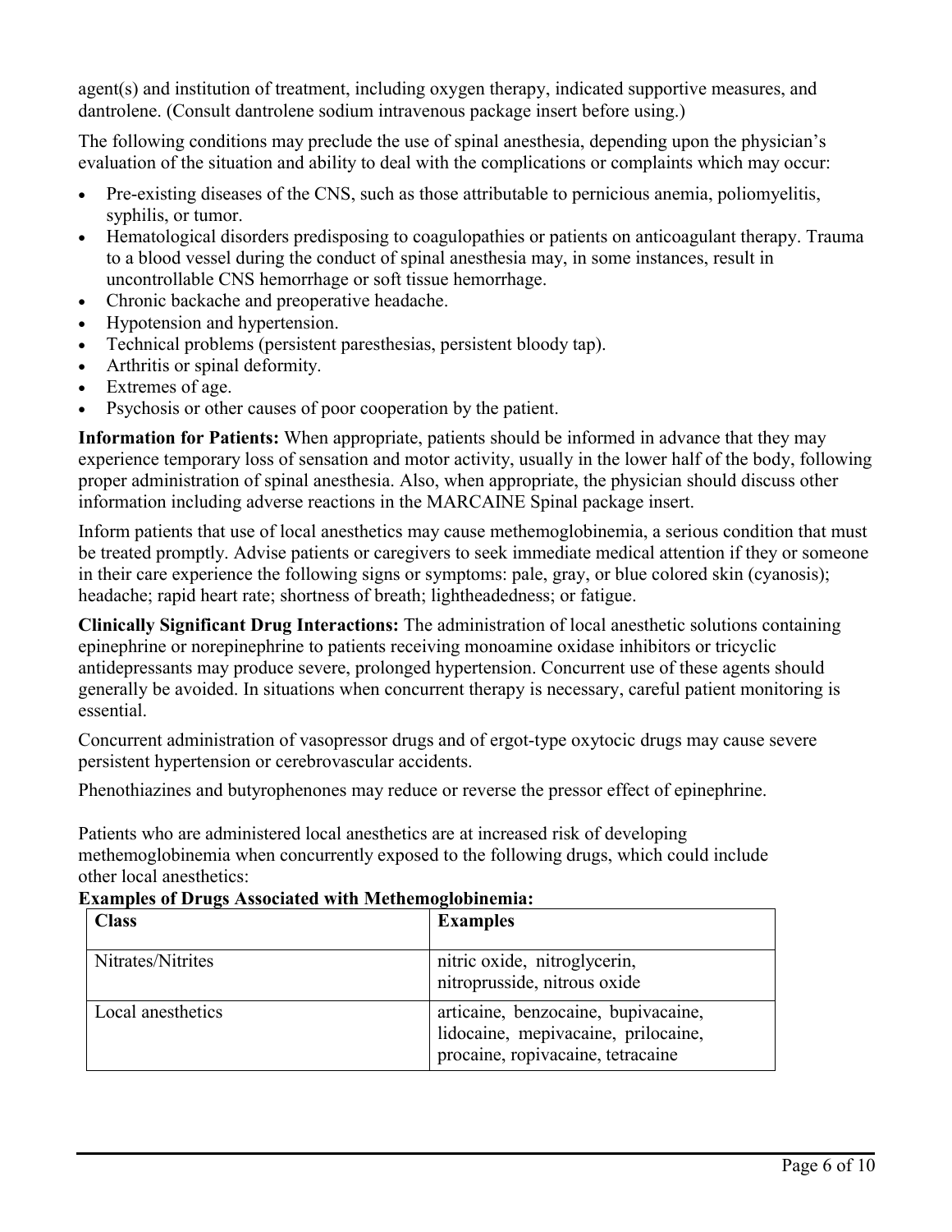agent(s) and institution of treatment, including oxygen therapy, indicated supportive measures, and dantrolene. (Consult dantrolene sodium intravenous package insert before using.)

The following conditions may preclude the use of spinal anesthesia, depending upon the physician's evaluation of the situation and ability to deal with the complications or complaints which may occur:

- Pre-existing diseases of the CNS, such as those attributable to pernicious anemia, poliomyelitis, syphilis, or tumor.
- Hematological disorders predisposing to coagulopathies or patients on anticoagulant therapy. Trauma to a blood vessel during the conduct of spinal anesthesia may, in some instances, result in uncontrollable CNS hemorrhage or soft tissue hemorrhage.
- Chronic backache and preoperative headache.
- Hypotension and hypertension.
- Technical problems (persistent paresthesias, persistent bloody tap).
- Arthritis or spinal deformity.
- Extremes of age.
- Psychosis or other causes of poor cooperation by the patient.

**Information for Patients:** When appropriate, patients should be informed in advance that they may experience temporary loss of sensation and motor activity, usually in the lower half of the body, following proper administration of spinal anesthesia. Also, when appropriate, the physician should discuss other information including adverse reactions in the MARCAINE Spinal package insert.

Inform patients that use of local anesthetics may cause methemoglobinemia, a serious condition that must be treated promptly. Advise patients or caregivers to seek immediate medical attention if they or someone in their care experience the following signs or symptoms: pale, gray, or blue colored skin (cyanosis); headache; rapid heart rate; shortness of breath; lightheadedness; or fatigue.

**Clinically Significant Drug Interactions:** The administration of local anesthetic solutions containing epinephrine or norepinephrine to patients receiving monoamine oxidase inhibitors or tricyclic antidepressants may produce severe, prolonged hypertension. Concurrent use of these agents should generally be avoided. In situations when concurrent therapy is necessary, careful patient monitoring is essential.

Concurrent administration of vasopressor drugs and of ergot-type oxytocic drugs may cause severe persistent hypertension or cerebrovascular accidents.

Phenothiazines and butyrophenones may reduce or reverse the pressor effect of epinephrine.

Patients who are administered local anesthetics are at increased risk of developing methemoglobinemia when concurrently exposed to the following drugs, which could include other local anesthetics:

**Examples of Drugs Associated with Methemoglobinemia:**

| Class | Examples |
|---|---|
| Nitrates/Nitrites | nitric oxide, nitroglycerin, nitroprusside, nitrous oxide |
| Local anesthetics | articaine, benzocaine, bupivacaine, lidocaine, mepivacaine, prilocaine, procaine, ropivacaine, tetracaine |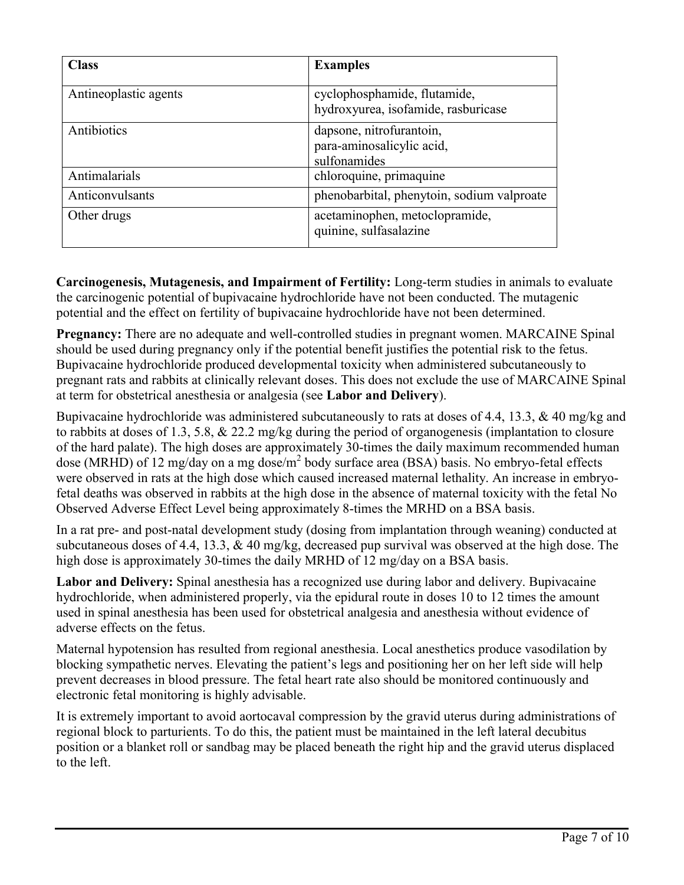| Class | Examples |
| --- | --- |
| Antineoplastic agents | cyclophosphamide, flutamide, hydroxyurea, isofamide, rasburicase |
| Antibiotics | dapsone, nitrofurantoin, para-aminosalicylic acid, sulfonamides |
| Antimalarials | chloroquine, primaquine |
| Anticonvulsants | phenobarbital, phenytoin, sodium valproate |
| Other drugs | acetaminophen, metoclopramide, quinine, sulfasalazine |

**Carcinogenesis, Mutagenesis, and Impairment of Fertility:** Long-term studies in animals to evaluate the carcinogenic potential of bupivacaine hydrochloride have not been conducted. The mutagenic potential and the effect on fertility of bupivacaine hydrochloride have not been determined.

**Pregnancy:** There are no adequate and well-controlled studies in pregnant women. MARCAINE Spinal should be used during pregnancy only if the potential benefit justifies the potential risk to the fetus. Bupivacaine hydrochloride produced developmental toxicity when administered subcutaneously to pregnant rats and rabbits at clinically relevant doses. This does not exclude the use of MARCAINE Spinal at term for obstetrical anesthesia or analgesia (see **Labor and Delivery**).

Bupivacaine hydrochloride was administered subcutaneously to rats at doses of 4.4, 13.3, & 40 mg/kg and to rabbits at doses of 1.3, 5.8, & 22.2 mg/kg during the period of organogenesis (implantation to closure of the hard palate). The high doses are approximately 30-times the daily maximum recommended human dose (MRHD) of 12 mg/day on a mg dose/$m^2$ body surface area (BSA) basis. No embryo-fetal effects were observed in rats at the high dose which caused increased maternal lethality. An increase in embryo-fetal deaths was observed in rabbits at the high dose in the absence of maternal toxicity with the fetal No Observed Adverse Effect Level being approximately 8-times the MRHD on a BSA basis.

In a rat pre- and post-natal development study (dosing from implantation through weaning) conducted at subcutaneous doses of 4.4, 13.3, & 40 mg/kg, decreased pup survival was observed at the high dose. The high dose is approximately 30-times the daily MRHD of 12 mg/day on a BSA basis.

**Labor and Delivery:** Spinal anesthesia has a recognized use during labor and delivery. Bupivacaine hydrochloride, when administered properly, via the epidural route in doses 10 to 12 times the amount used in spinal anesthesia has been used for obstetrical analgesia and anesthesia without evidence of adverse effects on the fetus.

Maternal hypotension has resulted from regional anesthesia. Local anesthetics produce vasodilation by blocking sympathetic nerves. Elevating the patient's legs and positioning her on her left side will help prevent decreases in blood pressure. The fetal heart rate also should be monitored continuously and electronic fetal monitoring is highly advisable.

It is extremely important to avoid aortocaval compression by the gravid uterus during administrations of regional block to parturients. To do this, the patient must be maintained in the left lateral decubitus position or a blanket roll or sandbag may be placed beneath the right hip and the gravid uterus displaced to the left.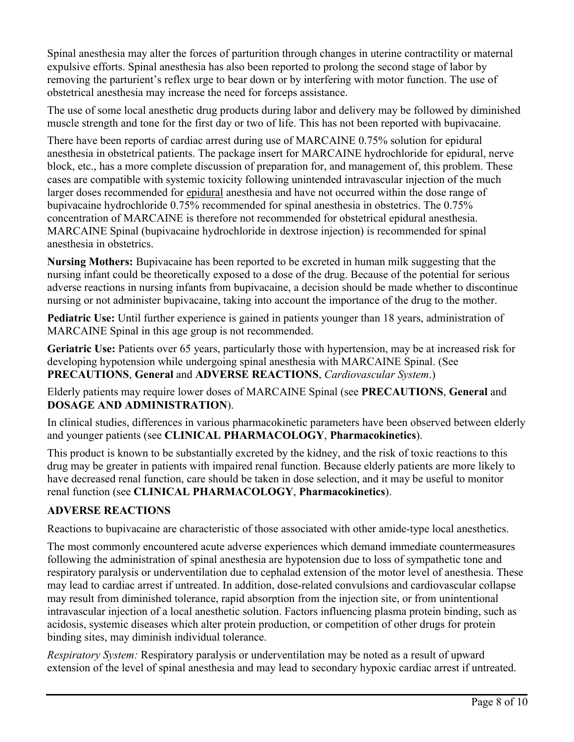Spinal anesthesia may alter the forces of parturition through changes in uterine contractility or maternal expulsive efforts. Spinal anesthesia has also been reported to prolong the second stage of labor by removing the parturient's reflex urge to bear down or by interfering with motor function. The use of obstetrical anesthesia may increase the need for forceps assistance.

The use of some local anesthetic drug products during labor and delivery may be followed by diminished muscle strength and tone for the first day or two of life. This has not been reported with bupivacaine.

There have been reports of cardiac arrest during use of MARCAINE 0.75% solution for epidural anesthesia in obstetrical patients. The package insert for MARCAINE hydrochloride for epidural, nerve block, etc., has a more complete discussion of preparation for, and management of, this problem. These cases are compatible with systemic toxicity following unintended intravascular injection of the much larger doses recommended for epidural anesthesia and have not occurred within the dose range of bupivacaine hydrochloride 0.75% recommended for spinal anesthesia in obstetrics. The 0.75% concentration of MARCAINE is therefore not recommended for obstetrical epidural anesthesia. MARCAINE Spinal (bupivacaine hydrochloride in dextrose injection) is recommended for spinal anesthesia in obstetrics.

**Nursing Mothers:** Bupivacaine has been reported to be excreted in human milk suggesting that the nursing infant could be theoretically exposed to a dose of the drug. Because of the potential for serious adverse reactions in nursing infants from bupivacaine, a decision should be made whether to discontinue nursing or not administer bupivacaine, taking into account the importance of the drug to the mother.

**Pediatric Use:** Until further experience is gained in patients younger than 18 years, administration of MARCAINE Spinal in this age group is not recommended.

**Geriatric Use:** Patients over 65 years, particularly those with hypertension, may be at increased risk for developing hypotension while undergoing spinal anesthesia with MARCAINE Spinal. (See **PRECAUTIONS**, **General** and **ADVERSE REACTIONS**, *Cardiovascular System*.)

Elderly patients may require lower doses of MARCAINE Spinal (see **PRECAUTIONS**, **General** and **DOSAGE AND ADMINISTRATION**).

In clinical studies, differences in various pharmacokinetic parameters have been observed between elderly and younger patients (see **CLINICAL PHARMACOLOGY**, **Pharmacokinetics**).

This product is known to be substantially excreted by the kidney, and the risk of toxic reactions to this drug may be greater in patients with impaired renal function. Because elderly patients are more likely to have decreased renal function, care should be taken in dose selection, and it may be useful to monitor renal function (see **CLINICAL PHARMACOLOGY**, **Pharmacokinetics**).

## ADVERSE REACTIONS

Reactions to bupivacaine are characteristic of those associated with other amide-type local anesthetics.

The most commonly encountered acute adverse experiences which demand immediate countermeasures following the administration of spinal anesthesia are hypotension due to loss of sympathetic tone and respiratory paralysis or underventilation due to cephalad extension of the motor level of anesthesia. These may lead to cardiac arrest if untreated. In addition, dose-related convulsions and cardiovascular collapse may result from diminished tolerance, rapid absorption from the injection site, or from unintentional intravascular injection of a local anesthetic solution. Factors influencing plasma protein binding, such as acidosis, systemic diseases which alter protein production, or competition of other drugs for protein binding sites, may diminish individual tolerance.

*Respiratory System:* Respiratory paralysis or underventilation may be noted as a result of upward extension of the level of spinal anesthesia and may lead to secondary hypoxic cardiac arrest if untreated.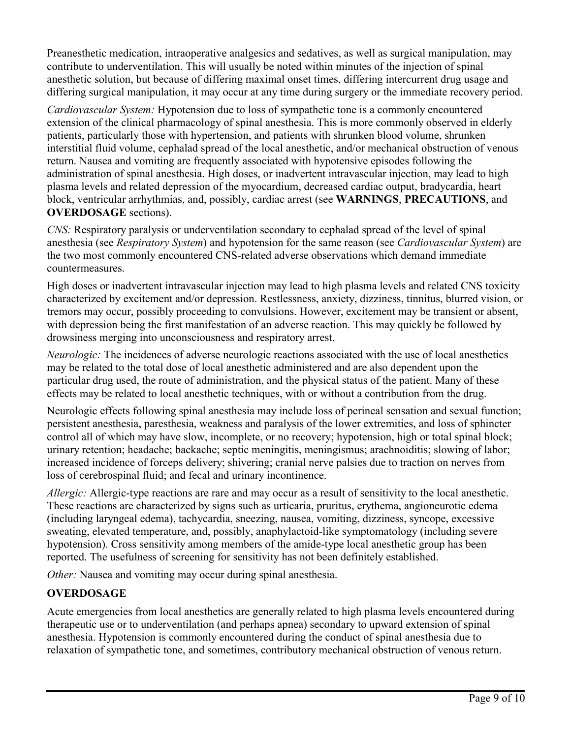Preanesthetic medication, intraoperative analgesics and sedatives, as well as surgical manipulation, may contribute to underventilation. This will usually be noted within minutes of the injection of spinal anesthetic solution, but because of differing maximal onset times, differing intercurrent drug usage and differing surgical manipulation, it may occur at any time during surgery or the immediate recovery period.

*Cardiovascular System:* Hypotension due to loss of sympathetic tone is a commonly encountered extension of the clinical pharmacology of spinal anesthesia. This is more commonly observed in elderly patients, particularly those with hypertension, and patients with shrunken blood volume, shrunken interstitial fluid volume, cephalad spread of the local anesthetic, and/or mechanical obstruction of venous return. Nausea and vomiting are frequently associated with hypotensive episodes following the administration of spinal anesthesia. High doses, or inadvertent intravascular injection, may lead to high plasma levels and related depression of the myocardium, decreased cardiac output, bradycardia, heart block, ventricular arrhythmias, and, possibly, cardiac arrest (see **WARNINGS**, **PRECAUTIONS**, and **OVERDOSAGE** sections).

*CNS:* Respiratory paralysis or underventilation secondary to cephalad spread of the level of spinal anesthesia (see *Respiratory System*) and hypotension for the same reason (see *Cardiovascular System*) are the two most commonly encountered CNS-related adverse observations which demand immediate countermeasures.

High doses or inadvertent intravascular injection may lead to high plasma levels and related CNS toxicity characterized by excitement and/or depression. Restlessness, anxiety, dizziness, tinnitus, blurred vision, or tremors may occur, possibly proceeding to convulsions. However, excitement may be transient or absent, with depression being the first manifestation of an adverse reaction. This may quickly be followed by drowsiness merging into unconsciousness and respiratory arrest.

*Neurologic:* The incidences of adverse neurologic reactions associated with the use of local anesthetics may be related to the total dose of local anesthetic administered and are also dependent upon the particular drug used, the route of administration, and the physical status of the patient. Many of these effects may be related to local anesthetic techniques, with or without a contribution from the drug.

Neurologic effects following spinal anesthesia may include loss of perineal sensation and sexual function; persistent anesthesia, paresthesia, weakness and paralysis of the lower extremities, and loss of sphincter control all of which may have slow, incomplete, or no recovery; hypotension, high or total spinal block; urinary retention; headache; backache; septic meningitis, meningismus; arachnoiditis; slowing of labor; increased incidence of forceps delivery; shivering; cranial nerve palsies due to traction on nerves from loss of cerebrospinal fluid; and fecal and urinary incontinence.

*Allergic:* Allergic-type reactions are rare and may occur as a result of sensitivity to the local anesthetic. These reactions are characterized by signs such as urticaria, pruritus, erythema, angioneurotic edema (including laryngeal edema), tachycardia, sneezing, nausea, vomiting, dizziness, syncope, excessive sweating, elevated temperature, and, possibly, anaphylactoid-like symptomatology (including severe hypotension). Cross sensitivity among members of the amide-type local anesthetic group has been reported. The usefulness of screening for sensitivity has not been definitely established.

*Other:* Nausea and vomiting may occur during spinal anesthesia.

## OVERDOSAGE

Acute emergencies from local anesthetics are generally related to high plasma levels encountered during therapeutic use or to underventilation (and perhaps apnea) secondary to upward extension of spinal anesthesia. Hypotension is commonly encountered during the conduct of spinal anesthesia due to relaxation of sympathetic tone, and sometimes, contributory mechanical obstruction of venous return.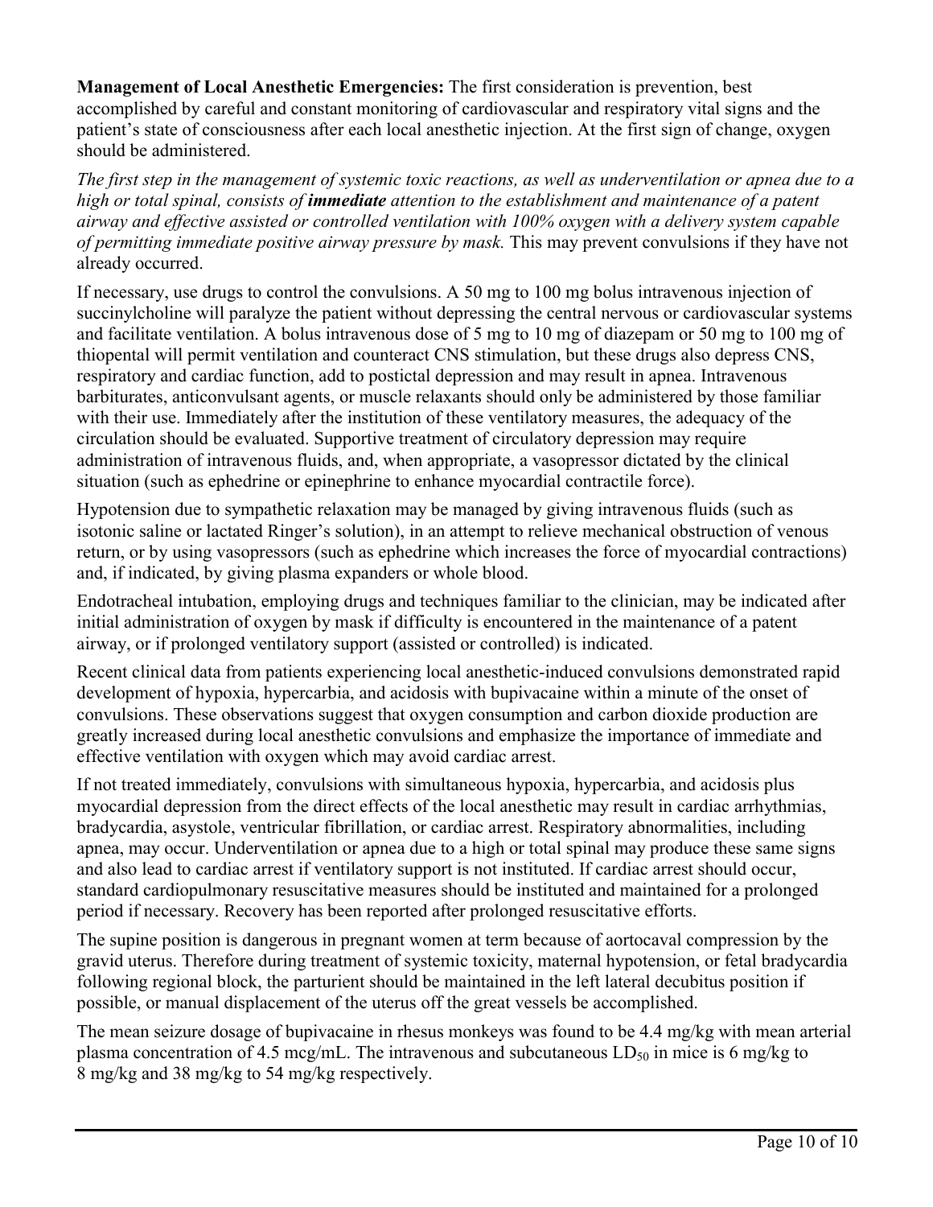**Management of Local Anesthetic Emergencies:** The first consideration is prevention, best accomplished by careful and constant monitoring of cardiovascular and respiratory vital signs and the patient's state of consciousness after each local anesthetic injection. At the first sign of change, oxygen should be administered.

*The first step in the management of systemic toxic reactions, as well as underventilation or apnea due to a high or total spinal, consists of* ***immediate*** *attention to the establishment and maintenance of a patent airway and effective assisted or controlled ventilation with 100% oxygen with a delivery system capable of permitting immediate positive airway pressure by mask.* This may prevent convulsions if they have not already occurred.

If necessary, use drugs to control the convulsions. A 50 mg to 100 mg bolus intravenous injection of succinylcholine will paralyze the patient without depressing the central nervous or cardiovascular systems and facilitate ventilation. A bolus intravenous dose of 5 mg to 10 mg of diazepam or 50 mg to 100 mg of thiopental will permit ventilation and counteract CNS stimulation, but these drugs also depress CNS, respiratory and cardiac function, add to postictal depression and may result in apnea. Intravenous barbiturates, anticonvulsant agents, or muscle relaxants should only be administered by those familiar with their use. Immediately after the institution of these ventilatory measures, the adequacy of the circulation should be evaluated. Supportive treatment of circulatory depression may require administration of intravenous fluids, and, when appropriate, a vasopressor dictated by the clinical situation (such as ephedrine or epinephrine to enhance myocardial contractile force).

Hypotension due to sympathetic relaxation may be managed by giving intravenous fluids (such as isotonic saline or lactated Ringer's solution), in an attempt to relieve mechanical obstruction of venous return, or by using vasopressors (such as ephedrine which increases the force of myocardial contractions) and, if indicated, by giving plasma expanders or whole blood.

Endotracheal intubation, employing drugs and techniques familiar to the clinician, may be indicated after initial administration of oxygen by mask if difficulty is encountered in the maintenance of a patent airway, or if prolonged ventilatory support (assisted or controlled) is indicated.

Recent clinical data from patients experiencing local anesthetic-induced convulsions demonstrated rapid development of hypoxia, hypercarbia, and acidosis with bupivacaine within a minute of the onset of convulsions. These observations suggest that oxygen consumption and carbon dioxide production are greatly increased during local anesthetic convulsions and emphasize the importance of immediate and effective ventilation with oxygen which may avoid cardiac arrest.

If not treated immediately, convulsions with simultaneous hypoxia, hypercarbia, and acidosis plus myocardial depression from the direct effects of the local anesthetic may result in cardiac arrhythmias, bradycardia, asystole, ventricular fibrillation, or cardiac arrest. Respiratory abnormalities, including apnea, may occur. Underventilation or apnea due to a high or total spinal may produce these same signs and also lead to cardiac arrest if ventilatory support is not instituted. If cardiac arrest should occur, standard cardiopulmonary resuscitative measures should be instituted and maintained for a prolonged period if necessary. Recovery has been reported after prolonged resuscitative efforts.

The supine position is dangerous in pregnant women at term because of aortocaval compression by the gravid uterus. Therefore during treatment of systemic toxicity, maternal hypotension, or fetal bradycardia following regional block, the parturient should be maintained in the left lateral decubitus position if possible, or manual displacement of the uterus off the great vessels be accomplished.

The mean seizure dosage of bupivacaine in rhesus monkeys was found to be 4.4 mg/kg with mean arterial plasma concentration of 4.5 mcg/mL. The intravenous and subcutaneous $LD_{50}$ in mice is 6 mg/kg to 8 mg/kg and 38 mg/kg to 54 mg/kg respectively.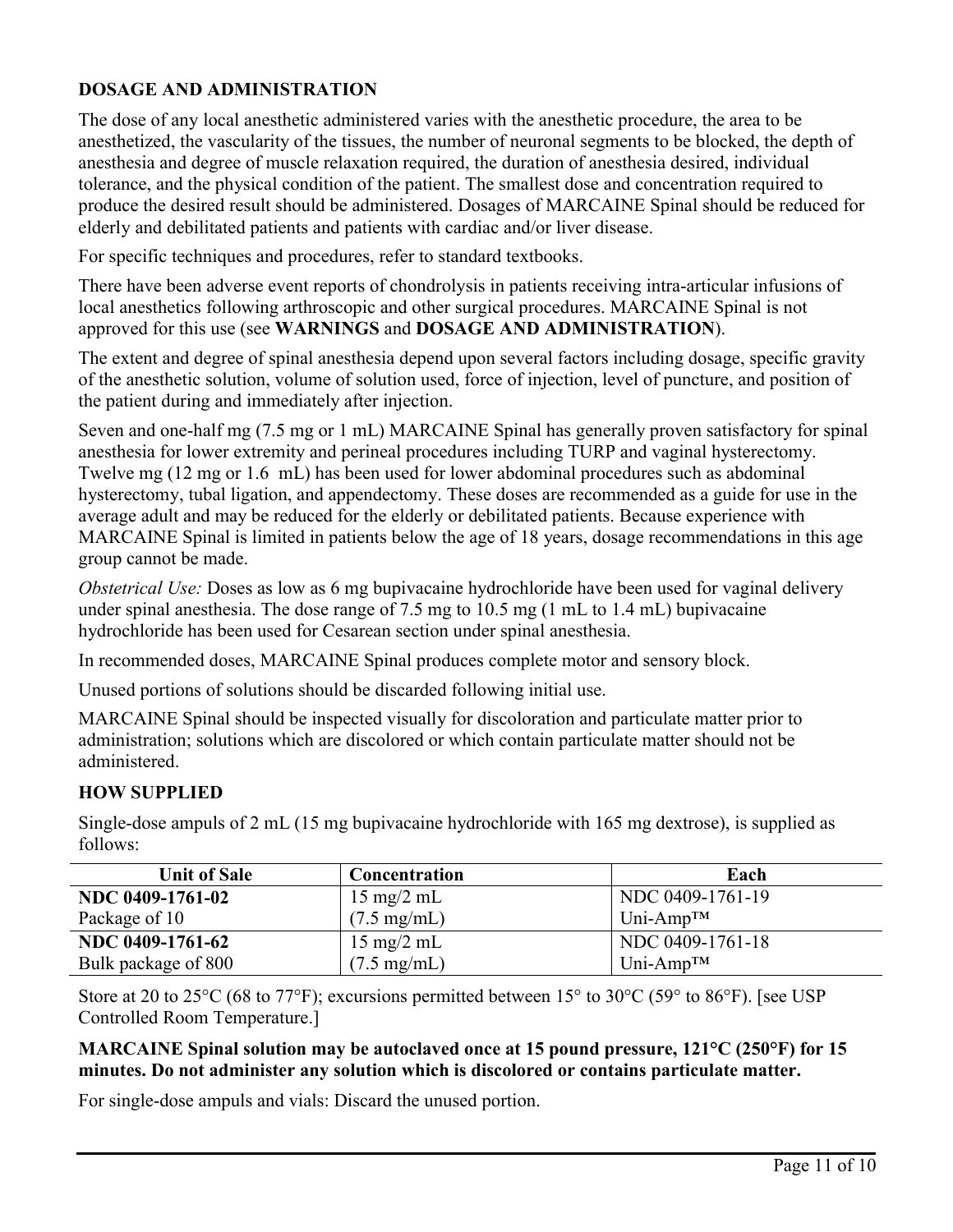## DOSAGE AND ADMINISTRATION

The dose of any local anesthetic administered varies with the anesthetic procedure, the area to be anesthetized, the vascularity of the tissues, the number of neuronal segments to be blocked, the depth of anesthesia and degree of muscle relaxation required, the duration of anesthesia desired, individual tolerance, and the physical condition of the patient. The smallest dose and concentration required to produce the desired result should be administered. Dosages of MARCAINE Spinal should be reduced for elderly and debilitated patients and patients with cardiac and/or liver disease.

For specific techniques and procedures, refer to standard textbooks.

There have been adverse event reports of chondrolysis in patients receiving intra-articular infusions of local anesthetics following arthroscopic and other surgical procedures. MARCAINE Spinal is not approved for this use (see **WARNINGS** and **DOSAGE AND ADMINISTRATION**).

The extent and degree of spinal anesthesia depend upon several factors including dosage, specific gravity of the anesthetic solution, volume of solution used, force of injection, level of puncture, and position of the patient during and immediately after injection.

Seven and one-half mg (7.5 mg or 1 mL) MARCAINE Spinal has generally proven satisfactory for spinal anesthesia for lower extremity and perineal procedures including TURP and vaginal hysterectomy. Twelve mg (12 mg or 1.6 mL) has been used for lower abdominal procedures such as abdominal hysterectomy, tubal ligation, and appendectomy. These doses are recommended as a guide for use in the average adult and may be reduced for the elderly or debilitated patients. Because experience with MARCAINE Spinal is limited in patients below the age of 18 years, dosage recommendations in this age group cannot be made.

*Obstetrical Use:* Doses as low as 6 mg bupivacaine hydrochloride have been used for vaginal delivery under spinal anesthesia. The dose range of 7.5 mg to 10.5 mg (1 mL to 1.4 mL) bupivacaine hydrochloride has been used for Cesarean section under spinal anesthesia.

In recommended doses, MARCAINE Spinal produces complete motor and sensory block.

Unused portions of solutions should be discarded following initial use.

MARCAINE Spinal should be inspected visually for discoloration and particulate matter prior to administration; solutions which are discolored or which contain particulate matter should not be administered.

## HOW SUPPLIED

Single-dose ampuls of 2 mL (15 mg bupivacaine hydrochloride with 165 mg dextrose), is supplied as follows:

| Unit of Sale | Concentration | Each |
|---|---|---|
| **NDC 0409-1761-02** Package of 10 | 15 mg/2 mL (7.5 mg/mL) | NDC 0409-1761-19 Uni-Amp™ |
| **NDC 0409-1761-62** Bulk package of 800 | 15 mg/2 mL (7.5 mg/mL) | NDC 0409-1761-18 Uni-Amp™ |

Store at 20 to 25°C (68 to 77°F); excursions permitted between 15° to 30°C (59° to 86°F). [see USP Controlled Room Temperature.]

**MARCAINE Spinal solution may be autoclaved once at 15 pound pressure, 121°C (250°F) for 15 minutes. Do not administer any solution which is discolored or contains particulate matter.**

For single-dose ampuls and vials: Discard the unused portion.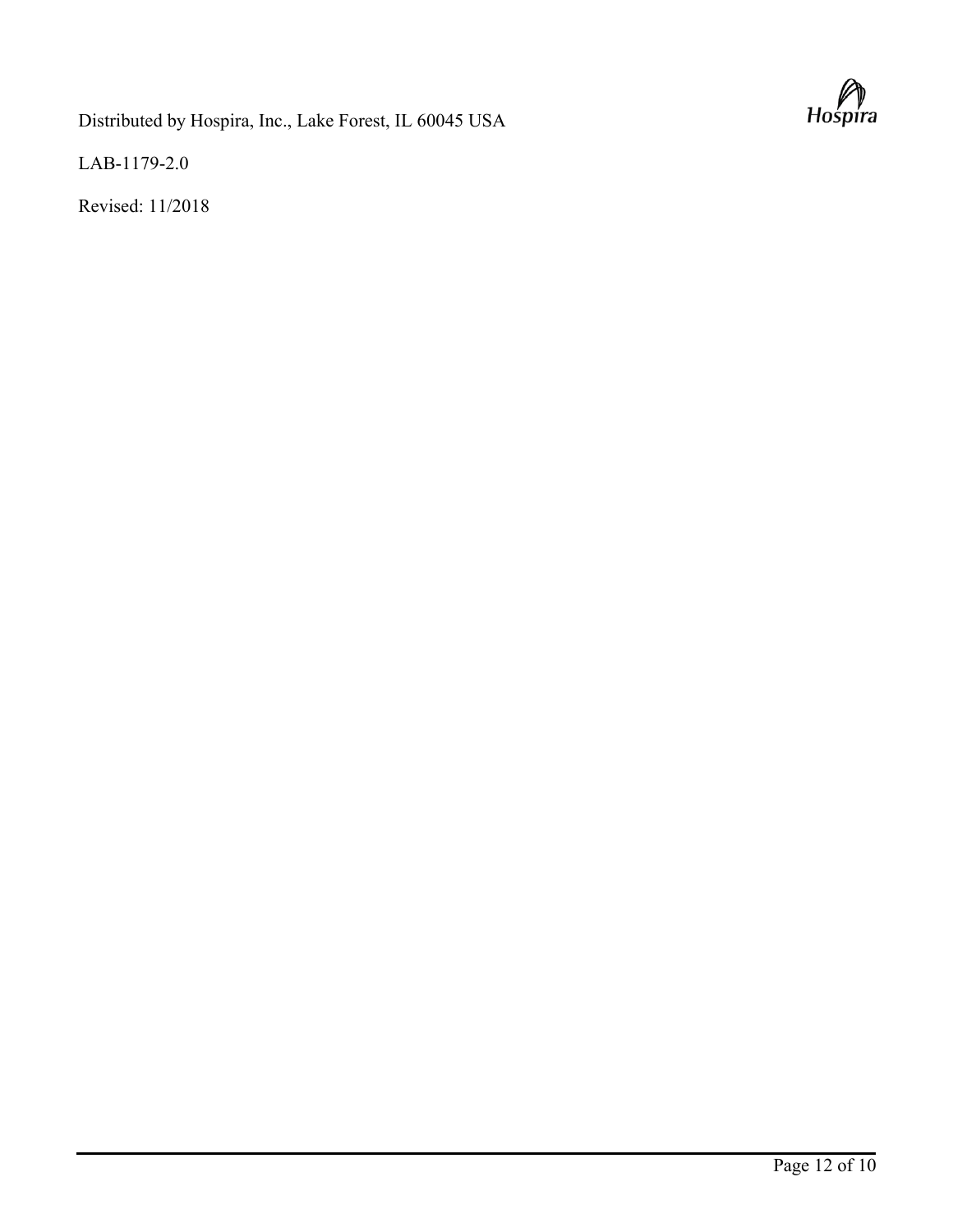Distributed by Hospira, Inc., Lake Forest, IL 60045 USA

LAB-1179-2.0

Revised: 11/2018